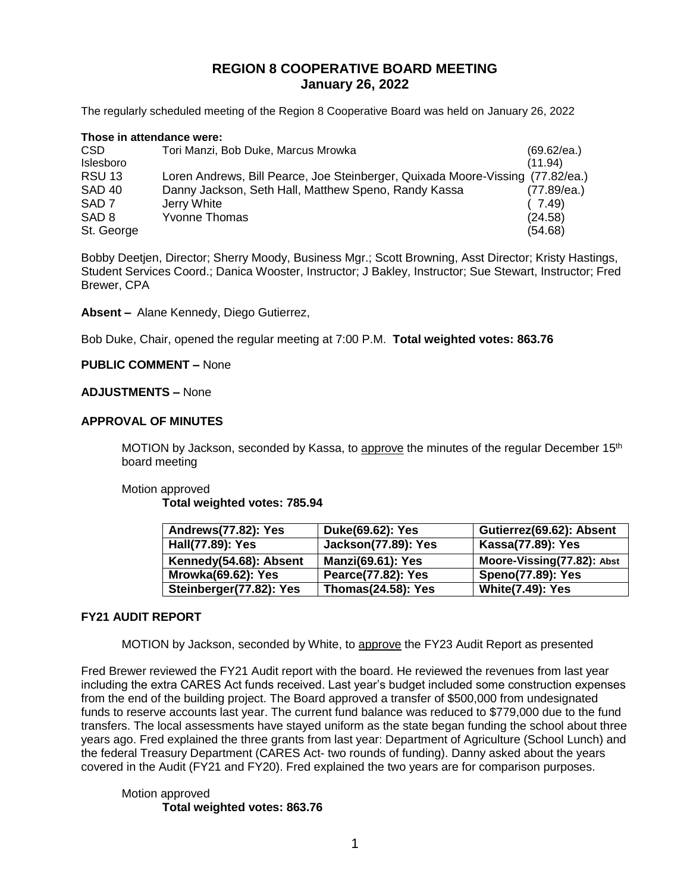# REGION 8 COOPERATIVE BOARD MEETING
## January 26, 2022

The regularly scheduled meeting of the Region 8 Cooperative Board was held on January 26, 2022

**Those in attendance were:**

| | | |
|---|---|---|
| CSD | Tori Manzi, Bob Duke, Marcus Mrowka | (69.62/ea.) |
| Islesboro | | (11.94) |
| RSU 13 | Loren Andrews, Bill Pearce, Joe Steinberger, Quixada Moore-Vissing | (77.82/ea.) |
| SAD 40 | Danny Jackson, Seth Hall, Matthew Speno, Randy Kassa | (77.89/ea.) |
| SAD 7 | Jerry White | ( 7.49) |
| SAD 8 | Yvonne Thomas | (24.58) |
| St. George | | (54.68) |

Bobby Deetjen, Director; Sherry Moody, Business Mgr.; Scott Browning, Asst Director; Kristy Hastings, Student Services Coord.; Danica Wooster, Instructor; J Bakley, Instructor; Sue Stewart, Instructor; Fred Brewer, CPA

**Absent –** Alane Kennedy, Diego Gutierrez,

Bob Duke, Chair, opened the regular meeting at 7:00 P.M. **Total weighted votes: 863.76**

**PUBLIC COMMENT –** None

**ADJUSTMENTS –** None

### APPROVAL OF MINUTES

MOTION by Jackson, seconded by Kassa, to <u>approve</u> the minutes of the regular December 15th board meeting

Motion approved

**Total weighted votes: 785.94**

| | | |
|---|---|---|
| **Andrews(77.82): Yes** | **Duke(69.62): Yes** | **Gutierrez(69.62): Absent** |
| **Hall(77.89): Yes** | **Jackson(77.89): Yes** | **Kassa(77.89): Yes** |
| **Kennedy(54.68): Absent** | **Manzi(69.61): Yes** | **Moore-Vissing(77.82): Abst** |
| **Mrowka(69.62): Yes** | **Pearce(77.82): Yes** | **Speno(77.89): Yes** |
| **Steinberger(77.82): Yes** | **Thomas(24.58): Yes** | **White(7.49): Yes** |

### FY21 AUDIT REPORT

MOTION by Jackson, seconded by White, to <u>approve</u> the FY23 Audit Report as presented

Fred Brewer reviewed the FY21 Audit report with the board. He reviewed the revenues from last year including the extra CARES Act funds received. Last year's budget included some construction expenses from the end of the building project. The Board approved a transfer of $500,000 from undesignated funds to reserve accounts last year. The current fund balance was reduced to $779,000 due to the fund transfers. The local assessments have stayed uniform as the state began funding the school about three years ago. Fred explained the three grants from last year: Department of Agriculture (School Lunch) and the federal Treasury Department (CARES Act- two rounds of funding). Danny asked about the years covered in the Audit (FY21 and FY20). Fred explained the two years are for comparison purposes.

Motion approved

**Total weighted votes: 863.76**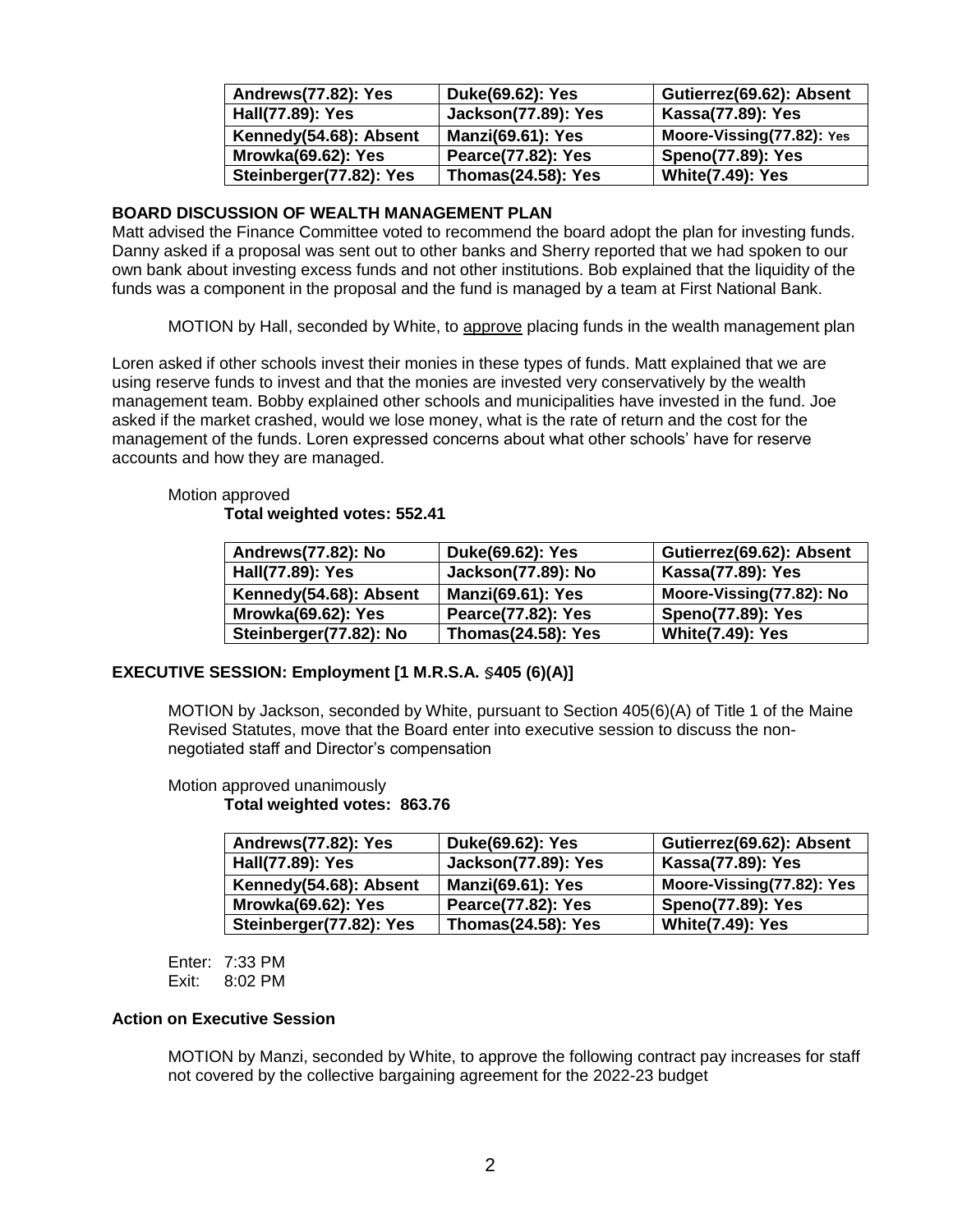| Andrews(77.82): Yes | Duke(69.62): Yes | Gutierrez(69.62): Absent |
|---|---|---|
| Hall(77.89): Yes | Jackson(77.89): Yes | Kassa(77.89): Yes |
| Kennedy(54.68): Absent | Manzi(69.61): Yes | Moore-Vissing(77.82): Yes |
| Mrowka(69.62): Yes | Pearce(77.82): Yes | Speno(77.89): Yes |
| Steinberger(77.82): Yes | Thomas(24.58): Yes | White(7.49): Yes |

### BOARD DISCUSSION OF WEALTH MANAGEMENT PLAN

Matt advised the Finance Committee voted to recommend the board adopt the plan for investing funds. Danny asked if a proposal was sent out to other banks and Sherry reported that we had spoken to our own bank about investing excess funds and not other institutions. Bob explained that the liquidity of the funds was a component in the proposal and the fund is managed by a team at First National Bank.

MOTION by Hall, seconded by White, to approve placing funds in the wealth management plan

Loren asked if other schools invest their monies in these types of funds. Matt explained that we are using reserve funds to invest and that the monies are invested very conservatively by the wealth management team. Bobby explained other schools and municipalities have invested in the fund. Joe asked if the market crashed, would we lose money, what is the rate of return and the cost for the management of the funds. Loren expressed concerns about what other schools' have for reserve accounts and how they are managed.

Motion approved

**Total weighted votes: 552.41**

| Andrews(77.82): No | Duke(69.62): Yes | Gutierrez(69.62): Absent |
|---|---|---|
| Hall(77.89): Yes | Jackson(77.89): No | Kassa(77.89): Yes |
| Kennedy(54.68): Absent | Manzi(69.61): Yes | Moore-Vissing(77.82): No |
| Mrowka(69.62): Yes | Pearce(77.82): Yes | Speno(77.89): Yes |
| Steinberger(77.82): No | Thomas(24.58): Yes | White(7.49): Yes |

### EXECUTIVE SESSION: Employment [1 M.R.S.A. §405 (6)(A)]

MOTION by Jackson, seconded by White, pursuant to Section 405(6)(A) of Title 1 of the Maine Revised Statutes, move that the Board enter into executive session to discuss the non-negotiated staff and Director's compensation

Motion approved unanimously

**Total weighted votes: 863.76**

| Andrews(77.82): Yes | Duke(69.62): Yes | Gutierrez(69.62): Absent |
|---|---|---|
| Hall(77.89): Yes | Jackson(77.89): Yes | Kassa(77.89): Yes |
| Kennedy(54.68): Absent | Manzi(69.61): Yes | Moore-Vissing(77.82): Yes |
| Mrowka(69.62): Yes | Pearce(77.82): Yes | Speno(77.89): Yes |
| Steinberger(77.82): Yes | Thomas(24.58): Yes | White(7.49): Yes |

Enter: 7:33 PM
Exit: 8:02 PM

### Action on Executive Session

MOTION by Manzi, seconded by White, to approve the following contract pay increases for staff not covered by the collective bargaining agreement for the 2022-23 budget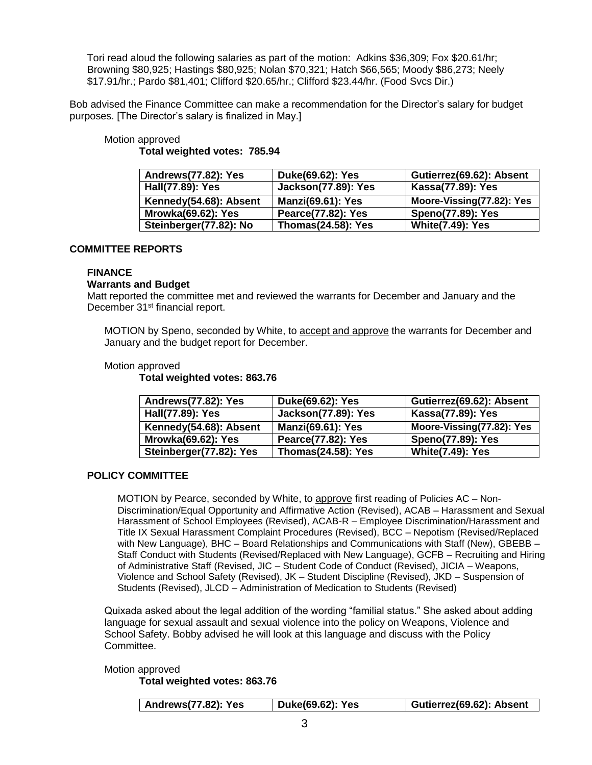Tori read aloud the following salaries as part of the motion: Adkins $36,309; Fox $20.61/hr; Browning $80,925; Hastings $80,925; Nolan $70,321; Hatch $66,565; Moody $86,273; Neely $17.91/hr.; Pardo $81,401; Clifford $20.65/hr.; Clifford $23.44/hr. (Food Svcs Dir.)

Bob advised the Finance Committee can make a recommendation for the Director's salary for budget purposes. [The Director's salary is finalized in May.]

Motion approved

**Total weighted votes: 785.94**

| | | |
|---|---|---|
| **Andrews(77.82): Yes** | **Duke(69.62): Yes** | **Gutierrez(69.62): Absent** |
| **Hall(77.89): Yes** | **Jackson(77.89): Yes** | **Kassa(77.89): Yes** |
| **Kennedy(54.68): Absent** | **Manzi(69.61): Yes** | **Moore-Vissing(77.82): Yes** |
| **Mrowka(69.62): Yes** | **Pearce(77.82): Yes** | **Speno(77.89): Yes** |
| **Steinberger(77.82): No** | **Thomas(24.58): Yes** | **White(7.49): Yes** |

## COMMITTEE REPORTS

### FINANCE

**Warrants and Budget**

Matt reported the committee met and reviewed the warrants for December and January and the December 31st financial report.

MOTION by Speno, seconded by White, to accept and approve the warrants for December and January and the budget report for December.

Motion approved

**Total weighted votes: 863.76**

| | | |
|---|---|---|
| **Andrews(77.82): Yes** | **Duke(69.62): Yes** | **Gutierrez(69.62): Absent** |
| **Hall(77.89): Yes** | **Jackson(77.89): Yes** | **Kassa(77.89): Yes** |
| **Kennedy(54.68): Absent** | **Manzi(69.61): Yes** | **Moore-Vissing(77.82): Yes** |
| **Mrowka(69.62): Yes** | **Pearce(77.82): Yes** | **Speno(77.89): Yes** |
| **Steinberger(77.82): Yes** | **Thomas(24.58): Yes** | **White(7.49): Yes** |

### POLICY COMMITTEE

MOTION by Pearce, seconded by White, to approve first reading of Policies AC – Non-Discrimination/Equal Opportunity and Affirmative Action (Revised), ACAB – Harassment and Sexual Harassment of School Employees (Revised), ACAB-R – Employee Discrimination/Harassment and Title IX Sexual Harassment Complaint Procedures (Revised), BCC – Nepotism (Revised/Replaced with New Language), BHC – Board Relationships and Communications with Staff (New), GBEBB – Staff Conduct with Students (Revised/Replaced with New Language), GCFB – Recruiting and Hiring of Administrative Staff (Revised, JIC – Student Code of Conduct (Revised), JICIA – Weapons, Violence and School Safety (Revised), JK – Student Discipline (Revised), JKD – Suspension of Students (Revised), JLCD – Administration of Medication to Students (Revised)

Quixada asked about the legal addition of the wording "familial status." She asked about adding language for sexual assault and sexual violence into the policy on Weapons, Violence and School Safety. Bobby advised he will look at this language and discuss with the Policy Committee.

Motion approved

**Total weighted votes: 863.76**

| | | |
|---|---|---|
| **Andrews(77.82): Yes** | **Duke(69.62): Yes** | **Gutierrez(69.62): Absent** |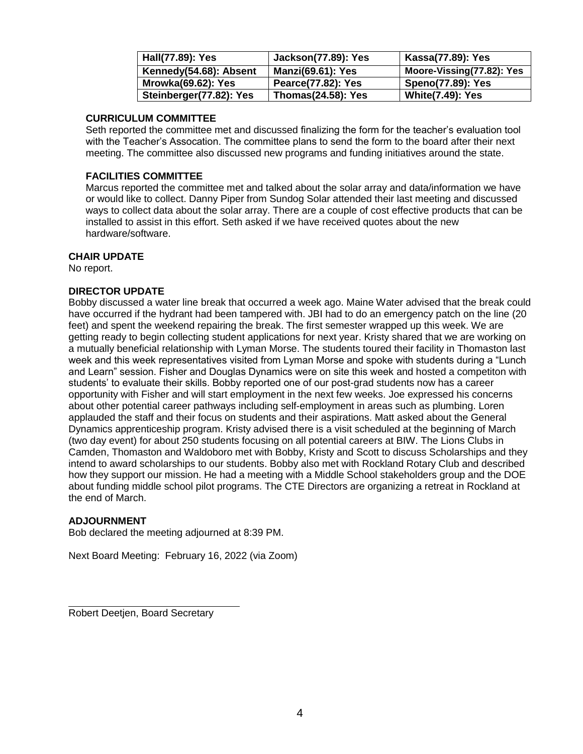| | | |
|---|---|---|
| **Hall(77.89): Yes** | **Jackson(77.89): Yes** | **Kassa(77.89): Yes** |
| **Kennedy(54.68): Absent** | **Manzi(69.61): Yes** | **Moore-Vissing(77.82): Yes** |
| **Mrowka(69.62): Yes** | **Pearce(77.82): Yes** | **Speno(77.89): Yes** |
| **Steinberger(77.82): Yes** | **Thomas(24.58): Yes** | **White(7.49): Yes** |

### CURRICULUM COMMITTEE

Seth reported the committee met and discussed finalizing the form for the teacher's evaluation tool with the Teacher's Assocation. The committee plans to send the form to the board after their next meeting. The committee also discussed new programs and funding initiatives around the state.

### FACILITIES COMMITTEE

Marcus reported the committee met and talked about the solar array and data/information we have or would like to collect. Danny Piper from Sundog Solar attended their last meeting and discussed ways to collect data about the solar array. There are a couple of cost effective products that can be installed to assist in this effort. Seth asked if we have received quotes about the new hardware/software.

## CHAIR UPDATE

No report.

## DIRECTOR UPDATE

Bobby discussed a water line break that occurred a week ago. Maine Water advised that the break could have occurred if the hydrant had been tampered with. JBI had to do an emergency patch on the line (20 feet) and spent the weekend repairing the break. The first semester wrapped up this week. We are getting ready to begin collecting student applications for next year. Kristy shared that we are working on a mutually beneficial relationship with Lyman Morse. The students toured their facility in Thomaston last week and this week representatives visited from Lyman Morse and spoke with students during a "Lunch and Learn" session. Fisher and Douglas Dynamics were on site this week and hosted a competiton with students' to evaluate their skills. Bobby reported one of our post-grad students now has a career opportunity with Fisher and will start employment in the next few weeks. Joe expressed his concerns about other potential career pathways including self-employment in areas such as plumbing. Loren applauded the staff and their focus on students and their aspirations. Matt asked about the General Dynamics apprenticeship program. Kristy advised there is a visit scheduled at the beginning of March (two day event) for about 250 students focusing on all potential careers at BIW. The Lions Clubs in Camden, Thomaston and Waldoboro met with Bobby, Kristy and Scott to discuss Scholarships and they intend to award scholarships to our students. Bobby also met with Rockland Rotary Club and described how they support our mission. He had a meeting with a Middle School stakeholders group and the DOE about funding middle school pilot programs. The CTE Directors are organizing a retreat in Rockland at the end of March.

## ADJOURNMENT

Bob declared the meeting adjourned at 8:39 PM.

Next Board Meeting: February 16, 2022 (via Zoom)

Robert Deetjen, Board Secretary